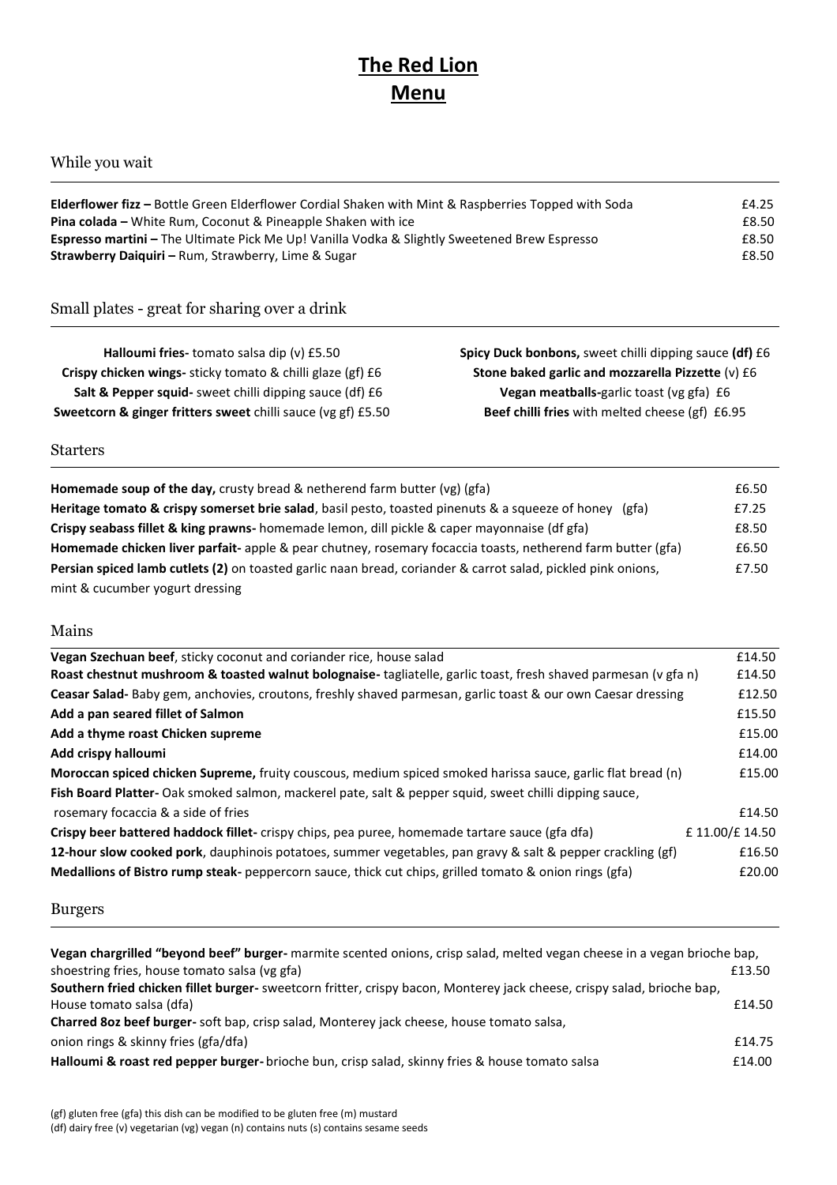# The Red Lion
# Menu

## While you wait

**Elderflower fizz –** Bottle Green Elderflower Cordial Shaken with Mint & Raspberries Topped with Soda £4.25
**Pina colada –** White Rum, Coconut & Pineapple Shaken with ice £8.50
**Espresso martini –** The Ultimate Pick Me Up! Vanilla Vodka & Slightly Sweetened Brew Espresso £8.50
**Strawberry Daiquiri –** Rum, Strawberry, Lime & Sugar £8.50

## Small plates - great for sharing over a drink

**Halloumi fries-** tomato salsa dip (v) £5.50
**Crispy chicken wings-** sticky tomato & chilli glaze (gf) £6
**Salt & Pepper squid-** sweet chilli dipping sauce (df) £6
**Sweetcorn & ginger fritters sweet** chilli sauce (vg gf) £5.50

**Spicy Duck bonbons,** sweet chilli dipping sauce **(df)** £6
**Stone baked garlic and mozzarella Pizzette** (v) £6
**Vegan meatballs-**garlic toast (vg gfa) £6
**Beef chilli fries** with melted cheese (gf) £6.95

## Starters

**Homemade soup of the day,** crusty bread & netherend farm butter (vg) (gfa) £6.50
**Heritage tomato & crispy somerset brie salad**, basil pesto, toasted pinenuts & a squeeze of honey (gfa) £7.25
**Crispy seabass fillet & king prawns-** homemade lemon, dill pickle & caper mayonnaise (df gfa) £8.50
**Homemade chicken liver parfait-** apple & pear chutney, rosemary focaccia toasts, netherend farm butter (gfa) £6.50
**Persian spiced lamb cutlets (2)** on toasted garlic naan bread, coriander & carrot salad, pickled pink onions, mint & cucumber yogurt dressing £7.50

## Mains

**Vegan Szechuan beef**, sticky coconut and coriander rice, house salad £14.50
**Roast chestnut mushroom & toasted walnut bolognaise-** tagliatelle, garlic toast, fresh shaved parmesan (v gfa n) £14.50
**Ceasar Salad-** Baby gem, anchovies, croutons, freshly shaved parmesan, garlic toast & our own Caesar dressing £12.50
**Add a pan seared fillet of Salmon** £15.50
**Add a thyme roast Chicken supreme** £15.00
**Add crispy halloumi** £14.00
**Moroccan spiced chicken Supreme,** fruity couscous, medium spiced smoked harissa sauce, garlic flat bread (n) £15.00
**Fish Board Platter-** Oak smoked salmon, mackerel pate, salt & pepper squid, sweet chilli dipping sauce, rosemary focaccia & a side of fries £14.50
**Crispy beer battered haddock fillet-** crispy chips, pea puree, homemade tartare sauce (gfa dfa) £ 11.00/£ 14.50
**12-hour slow cooked pork**, dauphinois potatoes, summer vegetables, pan gravy & salt & pepper crackling (gf) £16.50
**Medallions of Bistro rump steak-** peppercorn sauce, thick cut chips, grilled tomato & onion rings (gfa) £20.00

## Burgers

**Vegan chargrilled "beyond beef" burger-** marmite scented onions, crisp salad, melted vegan cheese in a vegan brioche bap, shoestring fries, house tomato salsa (vg gfa) £13.50
**Southern fried chicken fillet burger-** sweetcorn fritter, crispy bacon, Monterey jack cheese, crispy salad, brioche bap, House tomato salsa (dfa) £14.50
**Charred 8oz beef burger-** soft bap, crisp salad, Monterey jack cheese, house tomato salsa, onion rings & skinny fries (gfa/dfa) £14.75
**Halloumi & roast red pepper burger-** brioche bun, crisp salad, skinny fries & house tomato salsa £14.00

(gf) gluten free (gfa) this dish can be modified to be gluten free (m) mustard
(df) dairy free (v) vegetarian (vg) vegan (n) contains nuts (s) contains sesame seeds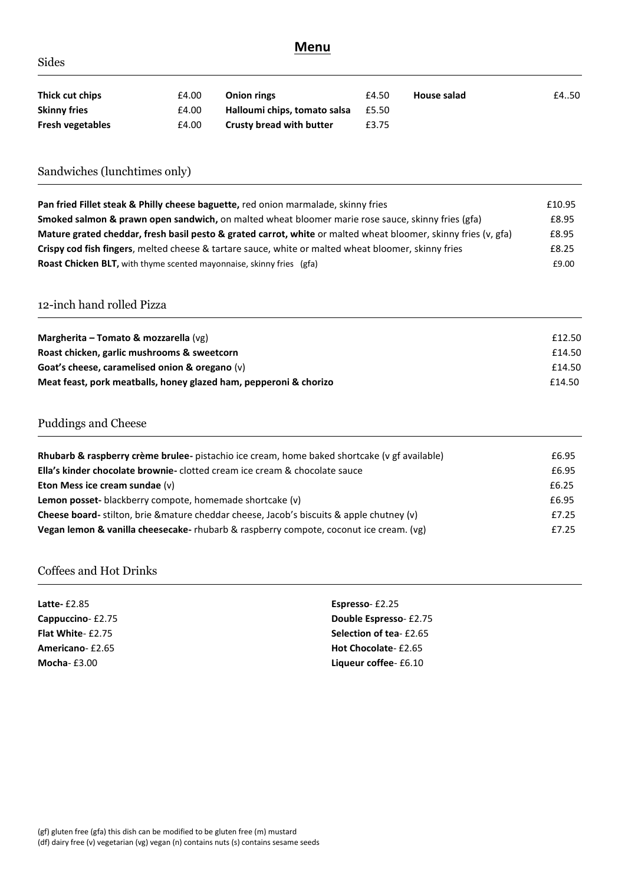# Menu

## Sides

| | | | | | |
|---|---|---|---|---|---|
| **Thick cut chips** | £4.00 | **Onion rings** | £4.50 | **House salad** | £4..50 |
| **Skinny fries** | £4.00 | **Halloumi chips, tomato salsa** | £5.50 | | |
| **Fresh vegetables** | £4.00 | **Crusty bread with butter** | £3.75 | | |

## Sandwiches (lunchtimes only)

| | |
|---|---|
| **Pan fried Fillet steak & Philly cheese baguette,** red onion marmalade, skinny fries | £10.95 |
| **Smoked salmon & prawn open sandwich,** on malted wheat bloomer marie rose sauce, skinny fries (gfa) | £8.95 |
| **Mature grated cheddar, fresh basil pesto & grated carrot, white** or malted wheat bloomer, skinny fries (v, gfa) | £8.95 |
| **Crispy cod fish fingers**, melted cheese & tartare sauce, white or malted wheat bloomer, skinny fries | £8.25 |
| **Roast Chicken BLT,** with thyme scented mayonnaise, skinny fries (gfa) | £9.00 |

## 12-inch hand rolled Pizza

| | |
|---|---|
| **Margherita – Tomato & mozzarella** (vg) | £12.50 |
| **Roast chicken, garlic mushrooms & sweetcorn** | £14.50 |
| **Goat's cheese, caramelised onion & oregano** (v) | £14.50 |
| **Meat feast, pork meatballs, honey glazed ham, pepperoni & chorizo** | £14.50 |

## Puddings and Cheese

| | |
|---|---|
| **Rhubarb & raspberry crème brulee-** pistachio ice cream, home baked shortcake (v gf available) | £6.95 |
| **Ella's kinder chocolate brownie-** clotted cream ice cream & chocolate sauce | £6.95 |
| **Eton Mess ice cream sundae** (v) | £6.25 |
| **Lemon posset-** blackberry compote, homemade shortcake (v) | £6.95 |
| **Cheese board-** stilton, brie &mature cheddar cheese, Jacob's biscuits & apple chutney (v) | £7.25 |
| **Vegan lemon & vanilla cheesecake-** rhubarb & raspberry compote, coconut ice cream. (vg) | £7.25 |

## Coffees and Hot Drinks

**Latte-** £2.85
**Cappuccino**- £2.75
**Flat White**- £2.75
**Americano**- £2.65
**Mocha**- £3.00
**Espresso**- £2.25
**Double Espresso**- £2.75
**Selection of tea**- £2.65
**Hot Chocolate**- £2.65
**Liqueur coffee**- £6.10

(gf) gluten free (gfa) this dish can be modified to be gluten free (m) mustard
(df) dairy free (v) vegetarian (vg) vegan (n) contains nuts (s) contains sesame seeds